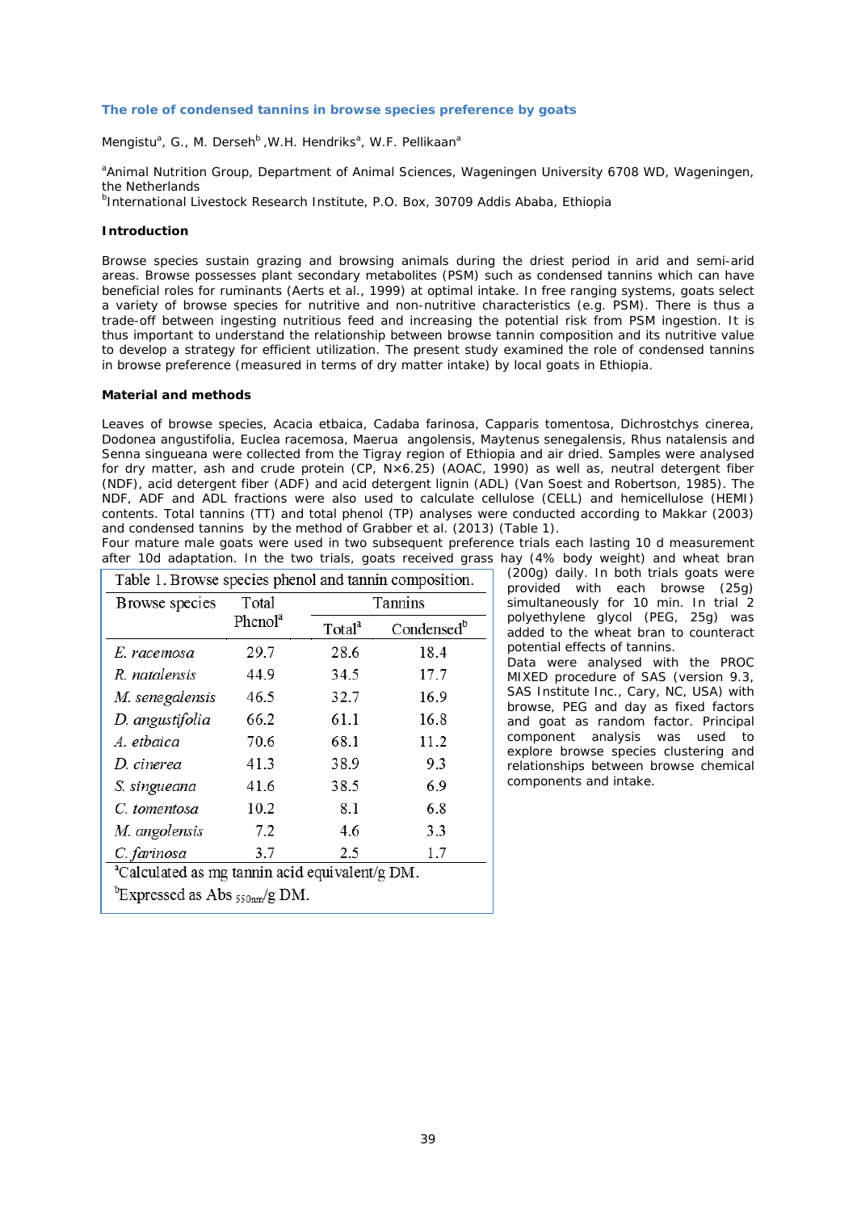## The role of condensed tannins in browse species preference by goats

Mengistu[a], G., M. Derseh[b], W.H. Hendriks[a], W.F. Pellikaan[a]

[a]Animal Nutrition Group, Department of Animal Sciences, Wageningen University 6708 WD, Wageningen, the Netherlands
[b]International Livestock Research Institute, P.O. Box, 30709 Addis Ababa, Ethiopia

### Introduction

Browse species sustain grazing and browsing animals during the driest period in arid and semi-arid areas. Browse possesses plant secondary metabolites (PSM) such as condensed tannins which can have beneficial roles for ruminants (Aerts et al., 1999) at optimal intake. In free ranging systems, goats select a variety of browse species for nutritive and non-nutritive characteristics (e.g. PSM). There is thus a trade-off between ingesting nutritious feed and increasing the potential risk from PSM ingestion. It is thus important to understand the relationship between browse tannin composition and its nutritive value to develop a strategy for efficient utilization. The present study examined the role of condensed tannins in browse preference (measured in terms of dry matter intake) by local goats in Ethiopia.

### Material and methods

Leaves of browse species, Acacia etbaica, Cadaba farinosa, Capparis tomentosa, Dichrostchys cinerea, Dodonea angustifolia, Euclea racemosa, Maerua angolensis, Maytenus senegalensis, Rhus natalensis and Senna singueana were collected from the Tigray region of Ethiopia and air dried. Samples were analysed for dry matter, ash and crude protein (CP, N×6.25) (AOAC, 1990) as well as, neutral detergent fiber (NDF), acid detergent fiber (ADF) and acid detergent lignin (ADL) (Van Soest and Robertson, 1985). The NDF, ADF and ADL fractions were also used to calculate cellulose (CELL) and hemicellulose (HEMI) contents. Total tannins (TT) and total phenol (TP) analyses were conducted according to Makkar (2003) and condensed tannins by the method of Grabber et al. (2013) (Table 1).

Four mature male goats were used in two subsequent preference trials each lasting 10 d measurement after 10d adaptation. In the two trials, goats received grass hay (4% body weight) and wheat bran (200g) daily. In both trials goats were provided with each browse (25g) simultaneously for 10 min. In trial 2 polyethylene glycol (PEG, 25g) was added to the wheat bran to counteract potential effects of tannins.

Data were analysed with the PROC MIXED procedure of SAS (version 9.3, SAS Institute Inc., Cary, NC, USA) with browse, PEG and day as fixed factors and goat as random factor. Principal component analysis was used to explore browse species clustering and relationships between browse chemical components and intake.

Table 1. Browse species phenol and tannin composition.

| Browse species | Total Phenol[a] | Tannins | |
|---|---|---|---|
| | | Total[a] | Condensed[b] |
| *E. racemosa* | 29.7 | 28.6 | 18.4 |
| *R. natalensis* | 44.9 | 34.5 | 17.7 |
| *M. senegalensis* | 46.5 | 32.7 | 16.9 |
| *D. angustifolia* | 66.2 | 61.1 | 16.8 |
| *A. etbaica* | 70.6 | 68.1 | 11.2 |
| *D. cinerea* | 41.3 | 38.9 | 9.3 |
| *S. singueana* | 41.6 | 38.5 | 6.9 |
| *C. tomentosa* | 10.2 | 8.1 | 6.8 |
| *M. angolensis* | 7.2 | 4.6 | 3.3 |
| *C. farinosa* | 3.7 | 2.5 | 1.7 |

[a]Calculated as mg tannin acid equivalent/g DM.
[b]Expressed as Abs $_{550nm}$/g DM.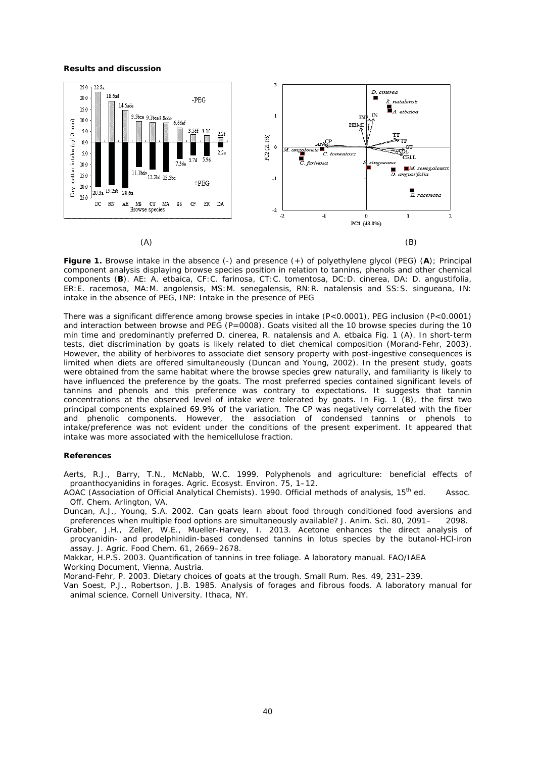**Results and discussion**

25.0
22.8a
20.0
18.6ad
15.0
14.5ade
-PEG
10.0
9.5bce 9.1bce 8.8cde
5.0
6.6def
3.5ef 3.1f
2.2f
0.0
5.0
2.2e
10.0
7.3de
5.7d
5.9d
15.0
11.1bde
12.2bd
13.5bc
+PEG
20.0
20.3a 19.2ab 20.6a
25.0
DC RN AE MS CT MA SS CF ER DA

Dry matter intake (g/10 min)

Browse species

(A)

D. cinerea
R. natalensis
A. etbaica
INP
IN
HEMI
TT
TP
CT
ADL
CELL
CP
Ash
M. angolensis
C. tomentosa
C. farinosa
S. singueana
M. senegalensis
D. angustifolia
E. racemosa

PC2 (21.1%)

PC1 (48.8%)

2
1
0
-1
-2
-2 -1 0 1 2

(B)

**Figure 1.** Browse intake in the absence (-) and presence (+) of polyethylene glycol (PEG) (**A**); Principal component analysis displaying browse species position in relation to tannins, phenols and other chemical components (**B**). AE: A. etbaica, CF:C. farinosa, CT:C. tomentosa, DC:D. cinerea, DA: D. angustifolia, ER:E. racemosa, MA:M. angolensis, MS:M. senegalensis, RN:R. natalensis and SS:S. singueana, IN: intake in the absence of PEG, INP: Intake in the presence of PEG

There was a significant difference among browse species in intake ($P<0.0001$), PEG inclusion ($P<0.0001$) and interaction between browse and PEG ($P=0008$). Goats visited all the 10 browse species during the 10 min time and predominantly preferred D. cinerea, R. natalensis and A. etbaica Fig. 1 (A). In short-term tests, diet discrimination by goats is likely related to diet chemical composition (Morand-Fehr, 2003). However, the ability of herbivores to associate diet sensory property with post-ingestive consequences is limited when diets are offered simultaneously (Duncan and Young, 2002). In the present study, goats were obtained from the same habitat where the browse species grew naturally, and familiarity is likely to have influenced the preference by the goats. The most preferred species contained significant levels of tannins and phenols and this preference was contrary to expectations. It suggests that tannin concentrations at the observed level of intake were tolerated by goats. In Fig. 1 (B), the first two principal components explained 69.9% of the variation. The CP was negatively correlated with the fiber and phenolic components. However, the association of condensed tannins or phenols to intake/preference was not evident under the conditions of the present experiment. It appeared that intake was more associated with the hemicellulose fraction.

**References**

Aerts, R.J., Barry, T.N., McNabb, W.C. 1999. Polyphenols and agriculture: beneficial effects of proanthocyanidins in forages. Agric. Ecosyst. Environ. 75, 1–12.

AOAC (Association of Official Analytical Chemists). 1990. Official methods of analysis, 15th ed. Assoc. Off. Chem. Arlington, VA.

Duncan, A.J., Young, S.A. 2002. Can goats learn about food through conditioned food aversions and preferences when multiple food options are simultaneously available? J. Anim. Sci. 80, 2091– 2098.

Grabber, J.H., Zeller, W.E., Mueller-Harvey, I. 2013. Acetone enhances the direct analysis of procyanidin- and prodelphinidin-based condensed tannins in lotus species by the butanol-HCl-iron assay. J. Agric. Food Chem. 61, 2669–2678.

Makkar, H.P.S. 2003. Quantification of tannins in tree foliage. A laboratory manual. FAO/IAEA Working Document, Vienna, Austria.

Morand-Fehr, P. 2003. Dietary choices of goats at the trough. Small Rum. Res. 49, 231–239.

Van Soest, P.J., Robertson, J.B. 1985. Analysis of forages and fibrous foods. A laboratory manual for animal science. Cornell University. Ithaca, NY.